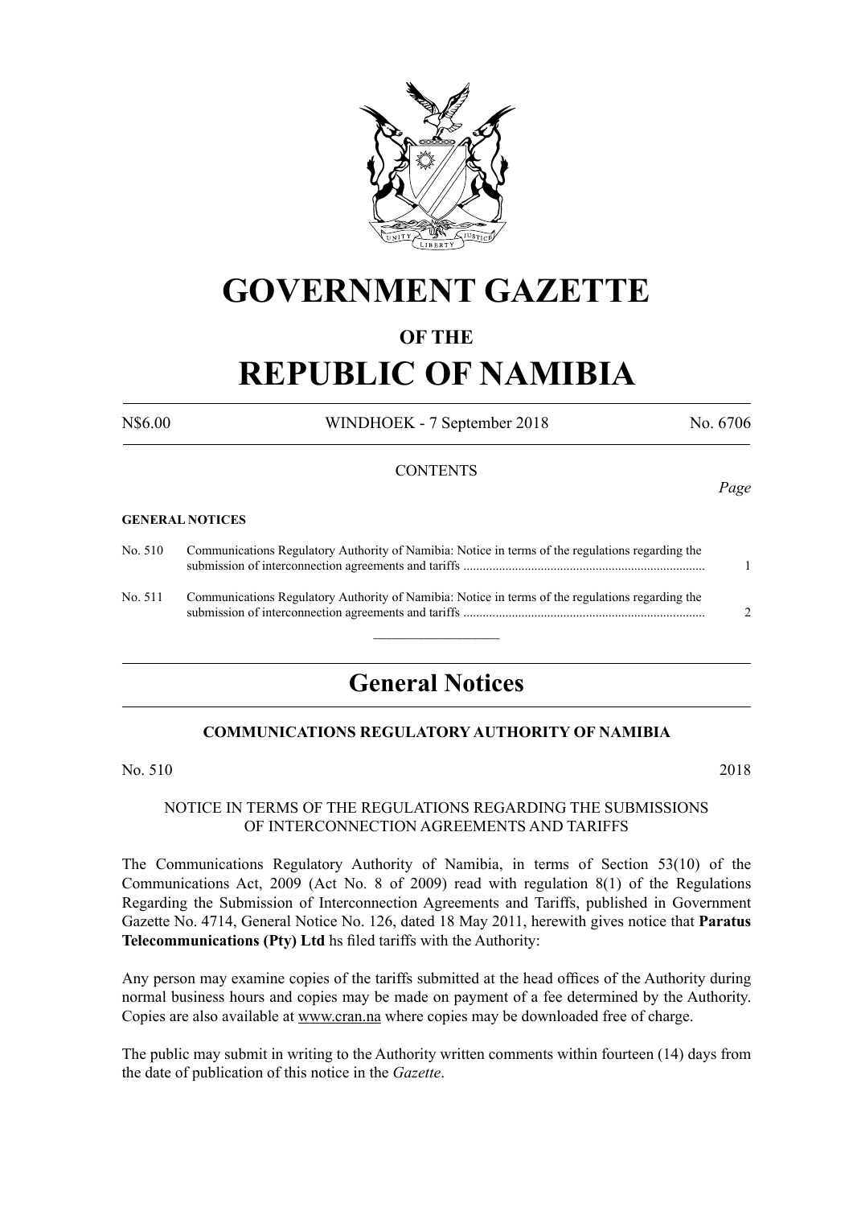# GOVERNMENT GAZETTE

## OF THE

# REPUBLIC OF NAMIBIA

N$6.00 WINDHOEK - 7 September 2018 No. 6706

CONTENTS

*Page*

**GENERAL NOTICES**

| | | |
|---|---|---|
| No. 510 | Communications Regulatory Authority of Namibia: Notice in terms of the regulations regarding the submission of interconnection agreements and tariffs | 1 |
| No. 511 | Communications Regulatory Authority of Namibia: Notice in terms of the regulations regarding the submission of interconnection agreements and tariffs | 2 |

## General Notices

### COMMUNICATIONS REGULATORY AUTHORITY OF NAMIBIA

No. 510 2018

NOTICE IN TERMS OF THE REGULATIONS REGARDING THE SUBMISSIONS OF INTERCONNECTION AGREEMENTS AND TARIFFS

The Communications Regulatory Authority of Namibia, in terms of Section 53(10) of the Communications Act, 2009 (Act No. 8 of 2009) read with regulation 8(1) of the Regulations Regarding the Submission of Interconnection Agreements and Tariffs, published in Government Gazette No. 4714, General Notice No. 126, dated 18 May 2011, herewith gives notice that **Paratus Telecommunications (Pty) Ltd** hs filed tariffs with the Authority:

Any person may examine copies of the tariffs submitted at the head offices of the Authority during normal business hours and copies may be made on payment of a fee determined by the Authority. Copies are also available at www.cran.na where copies may be downloaded free of charge.

The public may submit in writing to the Authority written comments within fourteen (14) days from the date of publication of this notice in the *Gazette*.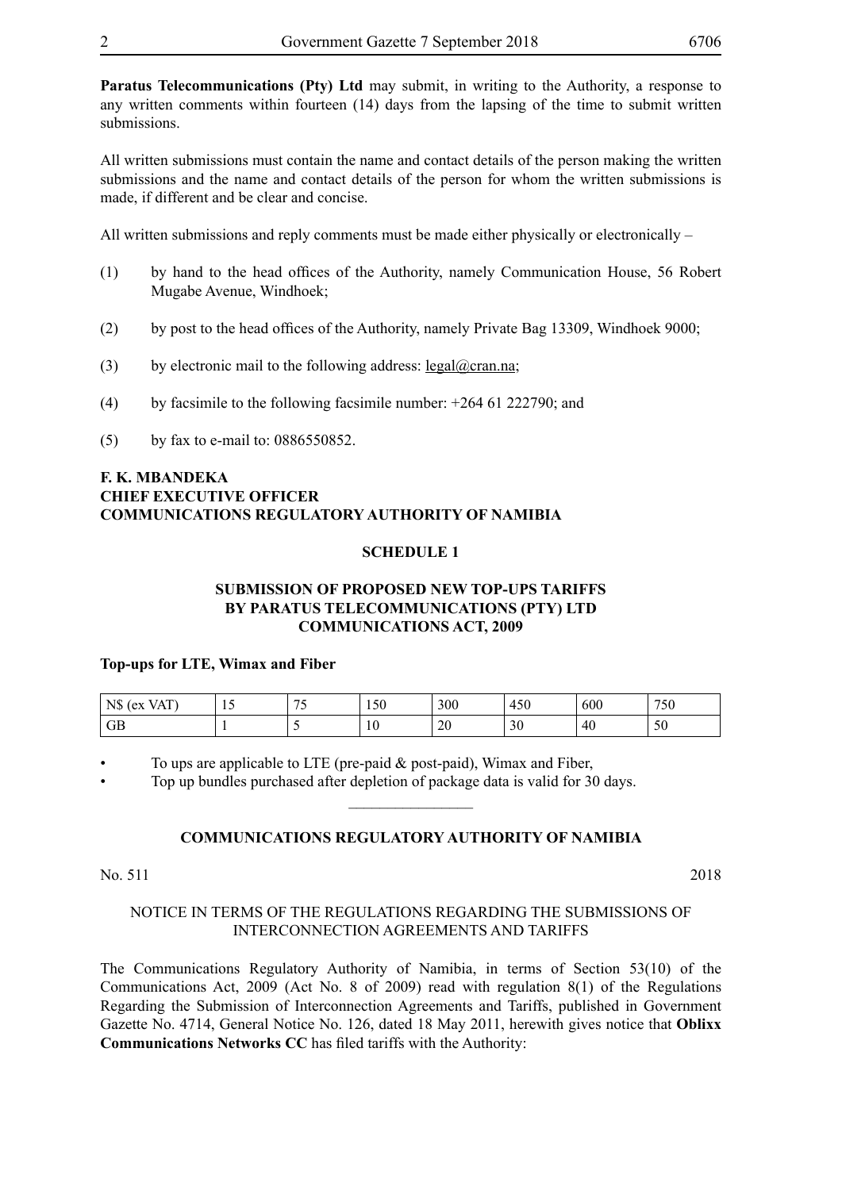**Paratus Telecommunications (Pty) Ltd** may submit, in writing to the Authority, a response to any written comments within fourteen (14) days from the lapsing of the time to submit written submissions.

All written submissions must contain the name and contact details of the person making the written submissions and the name and contact details of the person for whom the written submissions is made, if different and be clear and concise.

All written submissions and reply comments must be made either physically or electronically –

(1) by hand to the head offices of the Authority, namely Communication House, 56 Robert Mugabe Avenue, Windhoek;

(2) by post to the head offices of the Authority, namely Private Bag 13309, Windhoek 9000;

(3) by electronic mail to the following address: legal@cran.na;

(4) by facsimile to the following facsimile number: +264 61 222790; and

(5) by fax to e-mail to: 0886550852.

**F. K. MBANDEKA**
**CHIEF EXECUTIVE OFFICER**
**COMMUNICATIONS REGULATORY AUTHORITY OF NAMIBIA**

**SCHEDULE 1**

**SUBMISSION OF PROPOSED NEW TOP-UPS TARIFFS BY PARATUS TELECOMMUNICATIONS (PTY) LTD COMMUNICATIONS ACT, 2009**

**Top-ups for LTE, Wimax and Fiber**

| N$ (ex VAT) | 15 | 75 | 150 | 300 | 450 | 600 | 750 |
|---|---|---|---|---|---|---|---|
| GB | 1 | 5 | 10 | 20 | 30 | 40 | 50 |

- To ups are applicable to LTE (pre-paid & post-paid), Wimax and Fiber,
- Top up bundles purchased after depletion of package data is valid for 30 days.

---

**COMMUNICATIONS REGULATORY AUTHORITY OF NAMIBIA**

No. 511 2018

NOTICE IN TERMS OF THE REGULATIONS REGARDING THE SUBMISSIONS OF INTERCONNECTION AGREEMENTS AND TARIFFS

The Communications Regulatory Authority of Namibia, in terms of Section 53(10) of the Communications Act, 2009 (Act No. 8 of 2009) read with regulation 8(1) of the Regulations Regarding the Submission of Interconnection Agreements and Tariffs, published in Government Gazette No. 4714, General Notice No. 126, dated 18 May 2011, herewith gives notice that **Oblixx Communications Networks CC** has filed tariffs with the Authority: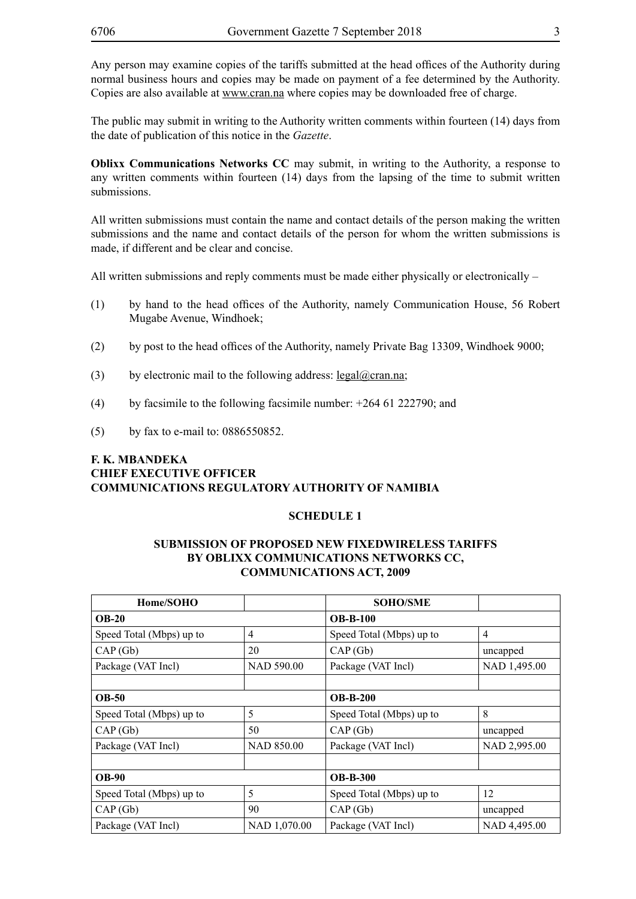Any person may examine copies of the tariffs submitted at the head offices of the Authority during normal business hours and copies may be made on payment of a fee determined by the Authority. Copies are also available at www.cran.na where copies may be downloaded free of charge.

The public may submit in writing to the Authority written comments within fourteen (14) days from the date of publication of this notice in the *Gazette*.

**Oblixx Communications Networks CC** may submit, in writing to the Authority, a response to any written comments within fourteen (14) days from the lapsing of the time to submit written submissions.

All written submissions must contain the name and contact details of the person making the written submissions and the name and contact details of the person for whom the written submissions is made, if different and be clear and concise.

All written submissions and reply comments must be made either physically or electronically –

(1) by hand to the head offices of the Authority, namely Communication House, 56 Robert Mugabe Avenue, Windhoek;

(2) by post to the head offices of the Authority, namely Private Bag 13309, Windhoek 9000;

(3) by electronic mail to the following address: legal@cran.na;

(4) by facsimile to the following facsimile number: +264 61 222790; and

(5) by fax to e-mail to: 0886550852.

**F. K. MBANDEKA**
**CHIEF EXECUTIVE OFFICER**
**COMMUNICATIONS REGULATORY AUTHORITY OF NAMIBIA**

## SCHEDULE 1

### SUBMISSION OF PROPOSED NEW FIXEDWIRELESS TARIFFS BY OBLIXX COMMUNICATIONS NETWORKS CC, COMMUNICATIONS ACT, 2009

| Home/SOHO | | SOHO/SME | |
|---|---|---|---|
| **OB-20** | | **OB-B-100** | |
| Speed Total (Mbps) up to | 4 | Speed Total (Mbps) up to | 4 |
| CAP (Gb) | 20 | CAP (Gb) | uncapped |
| Package (VAT Incl) | NAD 590.00 | Package (VAT Incl) | NAD 1,495.00 |
| | | | |
| **OB-50** | | **OB-B-200** | |
| Speed Total (Mbps) up to | 5 | Speed Total (Mbps) up to | 8 |
| CAP (Gb) | 50 | CAP (Gb) | uncapped |
| Package (VAT Incl) | NAD 850.00 | Package (VAT Incl) | NAD 2,995.00 |
| | | | |
| **OB-90** | | **OB-B-300** | |
| Speed Total (Mbps) up to | 5 | Speed Total (Mbps) up to | 12 |
| CAP (Gb) | 90 | CAP (Gb) | uncapped |
| Package (VAT Incl) | NAD 1,070.00 | Package (VAT Incl) | NAD 4,495.00 |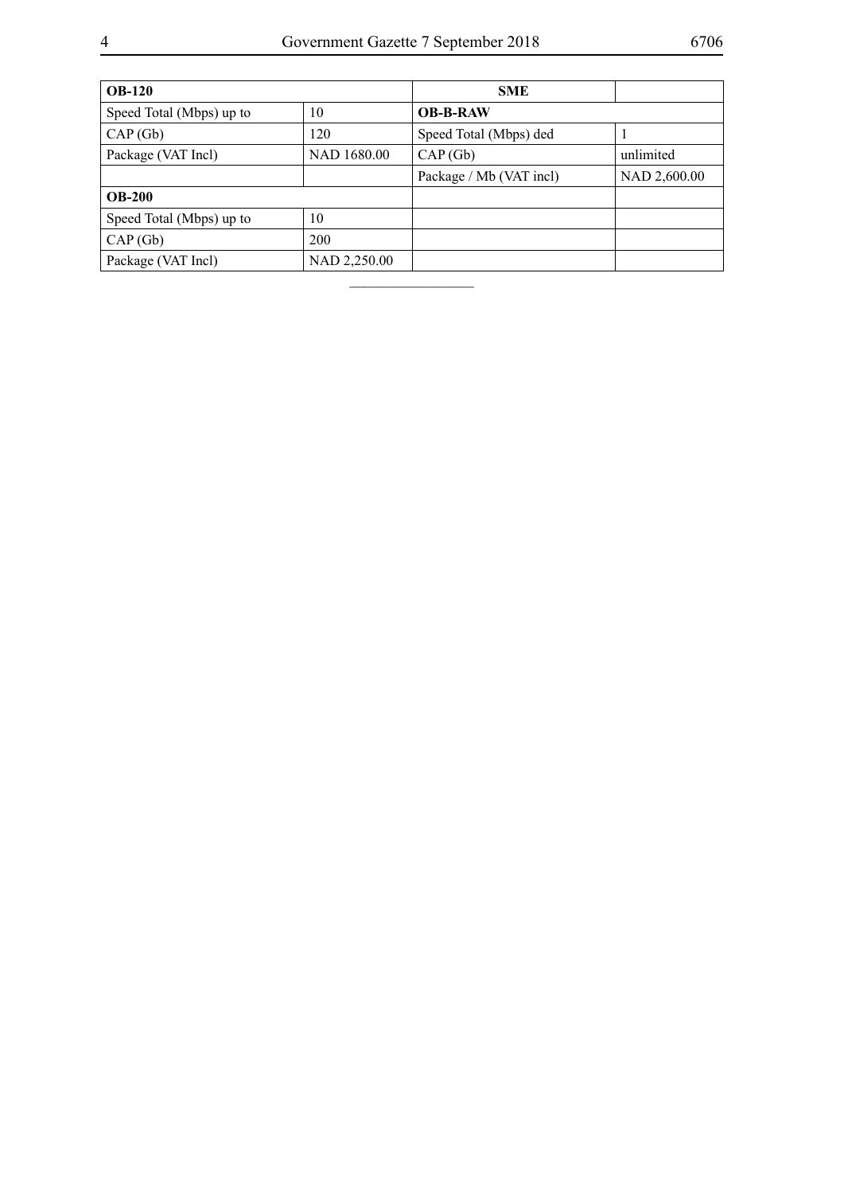| | | | |
|---|---|---|---|
| **OB-120** | | **SME** | |
| Speed Total (Mbps) up to | 10 | **OB-B-RAW** | |
| CAP (Gb) | 120 | Speed Total (Mbps) ded | 1 |
| Package (VAT Incl) | NAD 1680.00 | CAP (Gb) | unlimited |
| | | Package / Mb (VAT incl) | NAD 2,600.00 |
| **OB-200** | | | |
| Speed Total (Mbps) up to | 10 | | |
| CAP (Gb) | 200 | | |
| Package (VAT Incl) | NAD 2,250.00 | | |

________________